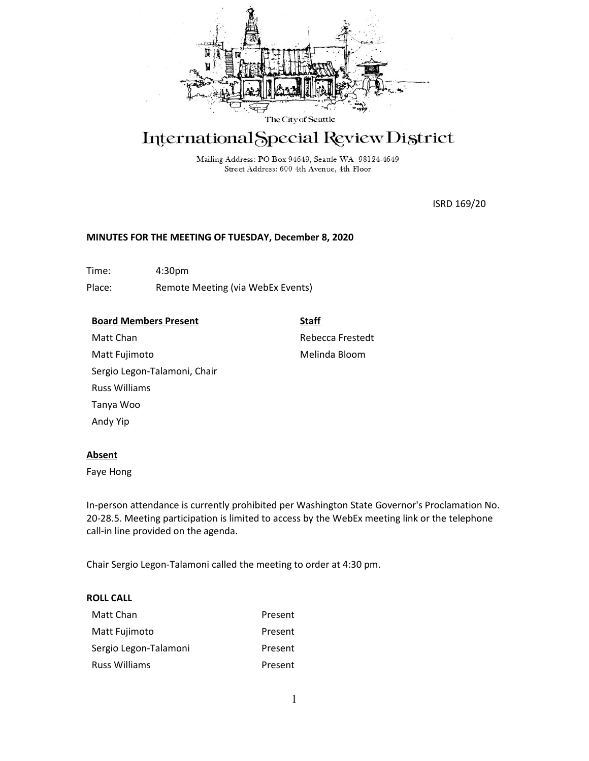The City of Seattle

# International Special Review District

Mailing Address: PO Box 94649, Seattle WA 98124-4649
Street Address: 600 4th Avenue, 4th Floor

ISRD 169/20

**MINUTES FOR THE MEETING OF TUESDAY, December 8, 2020**

Time: 4:30pm

Place: Remote Meeting (via WebEx Events)

| **Board Members Present** | **Staff** |
|---|---|
| Matt Chan | Rebecca Frestedt |
| Matt Fujimoto | Melinda Bloom |
| Sergio Legon-Talamoni, Chair | |
| Russ Williams | |
| Tanya Woo | |
| Andy Yip | |

**Absent**

Faye Hong

In-person attendance is currently prohibited per Washington State Governor's Proclamation No. 20-28.5. Meeting participation is limited to access by the WebEx meeting link or the telephone call-in line provided on the agenda.

Chair Sergio Legon-Talamoni called the meeting to order at 4:30 pm.

**ROLL CALL**

| | |
|---|---|
| Matt Chan | Present |
| Matt Fujimoto | Present |
| Sergio Legon-Talamoni | Present |
| Russ Williams | Present |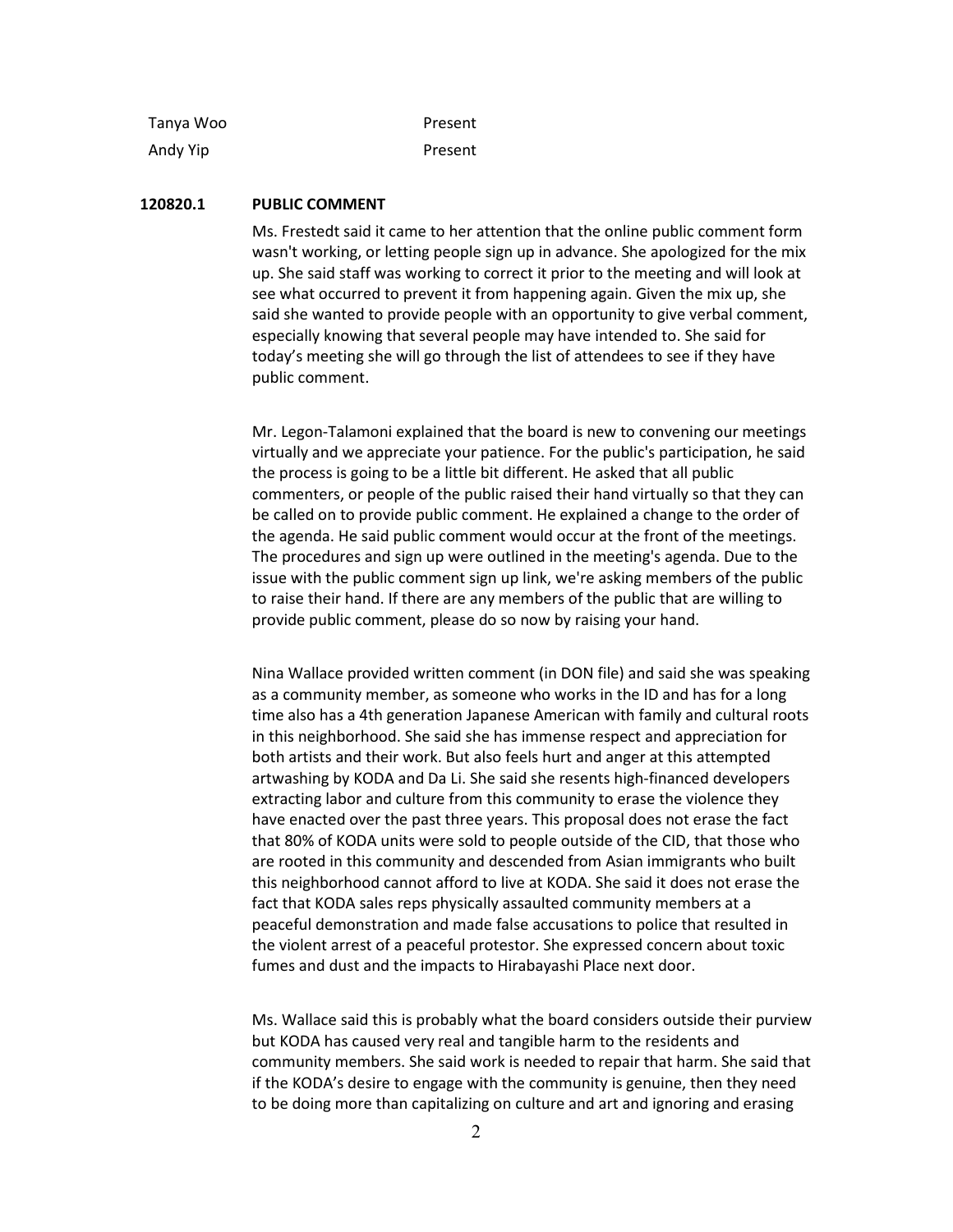| | |
|---|---|
| Tanya Woo | Present |
| Andy Yip | Present |

**120820.1 PUBLIC COMMENT**

Ms. Frestedt said it came to her attention that the online public comment form wasn't working, or letting people sign up in advance. She apologized for the mix up. She said staff was working to correct it prior to the meeting and will look at see what occurred to prevent it from happening again. Given the mix up, she said she wanted to provide people with an opportunity to give verbal comment, especially knowing that several people may have intended to. She said for today's meeting she will go through the list of attendees to see if they have public comment.

Mr. Legon-Talamoni explained that the board is new to convening our meetings virtually and we appreciate your patience. For the public's participation, he said the process is going to be a little bit different. He asked that all public commenters, or people of the public raised their hand virtually so that they can be called on to provide public comment. He explained a change to the order of the agenda. He said public comment would occur at the front of the meetings. The procedures and sign up were outlined in the meeting's agenda. Due to the issue with the public comment sign up link, we're asking members of the public to raise their hand. If there are any members of the public that are willing to provide public comment, please do so now by raising your hand.

Nina Wallace provided written comment (in DON file) and said she was speaking as a community member, as someone who works in the ID and has for a long time also has a 4th generation Japanese American with family and cultural roots in this neighborhood. She said she has immense respect and appreciation for both artists and their work. But also feels hurt and anger at this attempted artwashing by KODA and Da Li. She said she resents high-financed developers extracting labor and culture from this community to erase the violence they have enacted over the past three years. This proposal does not erase the fact that 80% of KODA units were sold to people outside of the CID, that those who are rooted in this community and descended from Asian immigrants who built this neighborhood cannot afford to live at KODA. She said it does not erase the fact that KODA sales reps physically assaulted community members at a peaceful demonstration and made false accusations to police that resulted in the violent arrest of a peaceful protestor. She expressed concern about toxic fumes and dust and the impacts to Hirabayashi Place next door.

Ms. Wallace said this is probably what the board considers outside their purview but KODA has caused very real and tangible harm to the residents and community members. She said work is needed to repair that harm. She said that if the KODA's desire to engage with the community is genuine, then they need to be doing more than capitalizing on culture and art and ignoring and erasing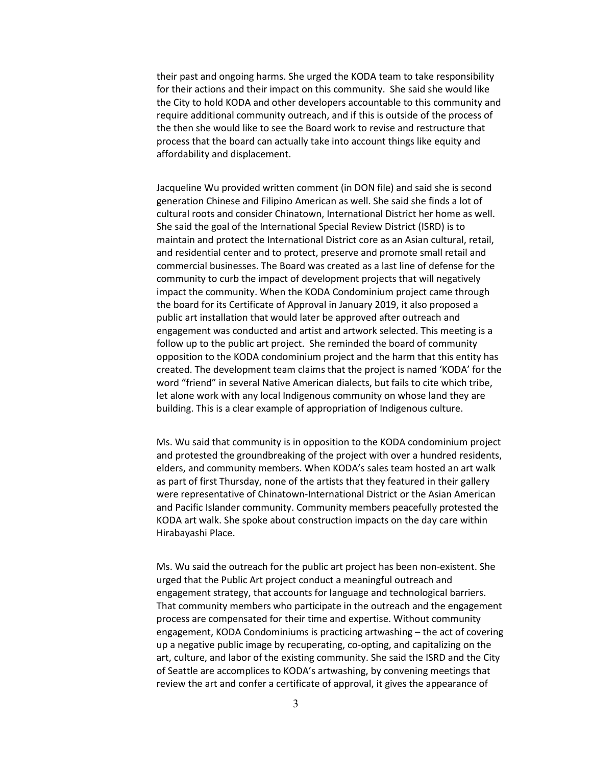their past and ongoing harms. She urged the KODA team to take responsibility for their actions and their impact on this community. She said she would like the City to hold KODA and other developers accountable to this community and require additional community outreach, and if this is outside of the process of the then she would like to see the Board work to revise and restructure that process that the board can actually take into account things like equity and affordability and displacement.

Jacqueline Wu provided written comment (in DON file) and said she is second generation Chinese and Filipino American as well. She said she finds a lot of cultural roots and consider Chinatown, International District her home as well. She said the goal of the International Special Review District (ISRD) is to maintain and protect the International District core as an Asian cultural, retail, and residential center and to protect, preserve and promote small retail and commercial businesses. The Board was created as a last line of defense for the community to curb the impact of development projects that will negatively impact the community. When the KODA Condominium project came through the board for its Certificate of Approval in January 2019, it also proposed a public art installation that would later be approved after outreach and engagement was conducted and artist and artwork selected. This meeting is a follow up to the public art project. She reminded the board of community opposition to the KODA condominium project and the harm that this entity has created. The development team claims that the project is named 'KODA' for the word "friend" in several Native American dialects, but fails to cite which tribe, let alone work with any local Indigenous community on whose land they are building. This is a clear example of appropriation of Indigenous culture.

Ms. Wu said that community is in opposition to the KODA condominium project and protested the groundbreaking of the project with over a hundred residents, elders, and community members. When KODA's sales team hosted an art walk as part of first Thursday, none of the artists that they featured in their gallery were representative of Chinatown-International District or the Asian American and Pacific Islander community. Community members peacefully protested the KODA art walk. She spoke about construction impacts on the day care within Hirabayashi Place.

Ms. Wu said the outreach for the public art project has been non-existent. She urged that the Public Art project conduct a meaningful outreach and engagement strategy, that accounts for language and technological barriers. That community members who participate in the outreach and the engagement process are compensated for their time and expertise. Without community engagement, KODA Condominiums is practicing artwashing – the act of covering up a negative public image by recuperating, co-opting, and capitalizing on the art, culture, and labor of the existing community. She said the ISRD and the City of Seattle are accomplices to KODA's artwashing, by convening meetings that review the art and confer a certificate of approval, it gives the appearance of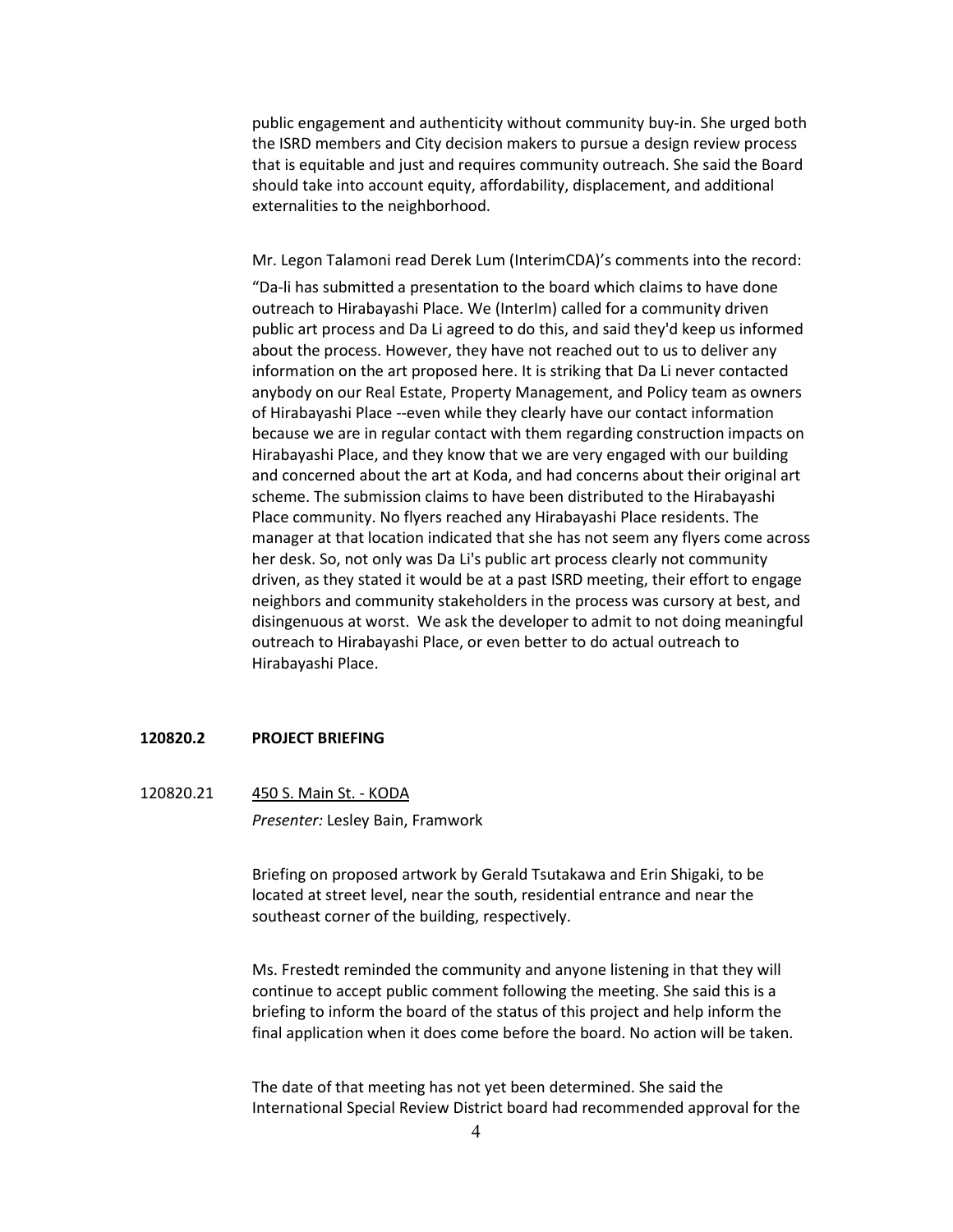public engagement and authenticity without community buy-in. She urged both the ISRD members and City decision makers to pursue a design review process that is equitable and just and requires community outreach. She said the Board should take into account equity, affordability, displacement, and additional externalities to the neighborhood.

Mr. Legon Talamoni read Derek Lum (InterimCDA)'s comments into the record:

"Da-li has submitted a presentation to the board which claims to have done outreach to Hirabayashi Place. We (InterIm) called for a community driven public art process and Da Li agreed to do this, and said they'd keep us informed about the process. However, they have not reached out to us to deliver any information on the art proposed here. It is striking that Da Li never contacted anybody on our Real Estate, Property Management, and Policy team as owners of Hirabayashi Place --even while they clearly have our contact information because we are in regular contact with them regarding construction impacts on Hirabayashi Place, and they know that we are very engaged with our building and concerned about the art at Koda, and had concerns about their original art scheme. The submission claims to have been distributed to the Hirabayashi Place community. No flyers reached any Hirabayashi Place residents. The manager at that location indicated that she has not seem any flyers come across her desk. So, not only was Da Li's public art process clearly not community driven, as they stated it would be at a past ISRD meeting, their effort to engage neighbors and community stakeholders in the process was cursory at best, and disingenuous at worst. We ask the developer to admit to not doing meaningful outreach to Hirabayashi Place, or even better to do actual outreach to Hirabayashi Place.

**120820.2 PROJECT BRIEFING**

120820.21 450 S. Main St. - KODA

*Presenter:* Lesley Bain, Framwork

Briefing on proposed artwork by Gerald Tsutakawa and Erin Shigaki, to be located at street level, near the south, residential entrance and near the southeast corner of the building, respectively.

Ms. Frestedt reminded the community and anyone listening in that they will continue to accept public comment following the meeting. She said this is a briefing to inform the board of the status of this project and help inform the final application when it does come before the board. No action will be taken.

The date of that meeting has not yet been determined. She said the International Special Review District board had recommended approval for the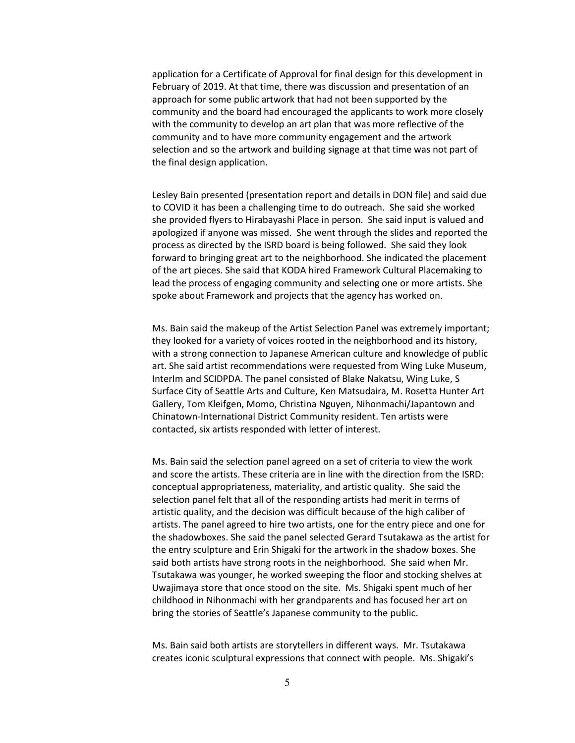application for a Certificate of Approval for final design for this development in February of 2019. At that time, there was discussion and presentation of an approach for some public artwork that had not been supported by the community and the board had encouraged the applicants to work more closely with the community to develop an art plan that was more reflective of the community and to have more community engagement and the artwork selection and so the artwork and building signage at that time was not part of the final design application.

Lesley Bain presented (presentation report and details in DON file) and said due to COVID it has been a challenging time to do outreach. She said she worked she provided flyers to Hirabayashi Place in person. She said input is valued and apologized if anyone was missed. She went through the slides and reported the process as directed by the ISRD board is being followed. She said they look forward to bringing great art to the neighborhood. She indicated the placement of the art pieces. She said that KODA hired Framework Cultural Placemaking to lead the process of engaging community and selecting one or more artists. She spoke about Framework and projects that the agency has worked on.

Ms. Bain said the makeup of the Artist Selection Panel was extremely important; they looked for a variety of voices rooted in the neighborhood and its history, with a strong connection to Japanese American culture and knowledge of public art. She said artist recommendations were requested from Wing Luke Museum, InterIm and SCIDPDA. The panel consisted of Blake Nakatsu, Wing Luke, S Surface City of Seattle Arts and Culture, Ken Matsudaira, M. Rosetta Hunter Art Gallery, Tom Kleifgen, Momo, Christina Nguyen, Nihonmachi/Japantown and Chinatown-International District Community resident. Ten artists were contacted, six artists responded with letter of interest.

Ms. Bain said the selection panel agreed on a set of criteria to view the work and score the artists. These criteria are in line with the direction from the ISRD: conceptual appropriateness, materiality, and artistic quality. She said the selection panel felt that all of the responding artists had merit in terms of artistic quality, and the decision was difficult because of the high caliber of artists. The panel agreed to hire two artists, one for the entry piece and one for the shadowboxes. She said the panel selected Gerard Tsutakawa as the artist for the entry sculpture and Erin Shigaki for the artwork in the shadow boxes. She said both artists have strong roots in the neighborhood. She said when Mr. Tsutakawa was younger, he worked sweeping the floor and stocking shelves at Uwajimaya store that once stood on the site. Ms. Shigaki spent much of her childhood in Nihonmachi with her grandparents and has focused her art on bring the stories of Seattle's Japanese community to the public.

Ms. Bain said both artists are storytellers in different ways. Mr. Tsutakawa creates iconic sculptural expressions that connect with people. Ms. Shigaki's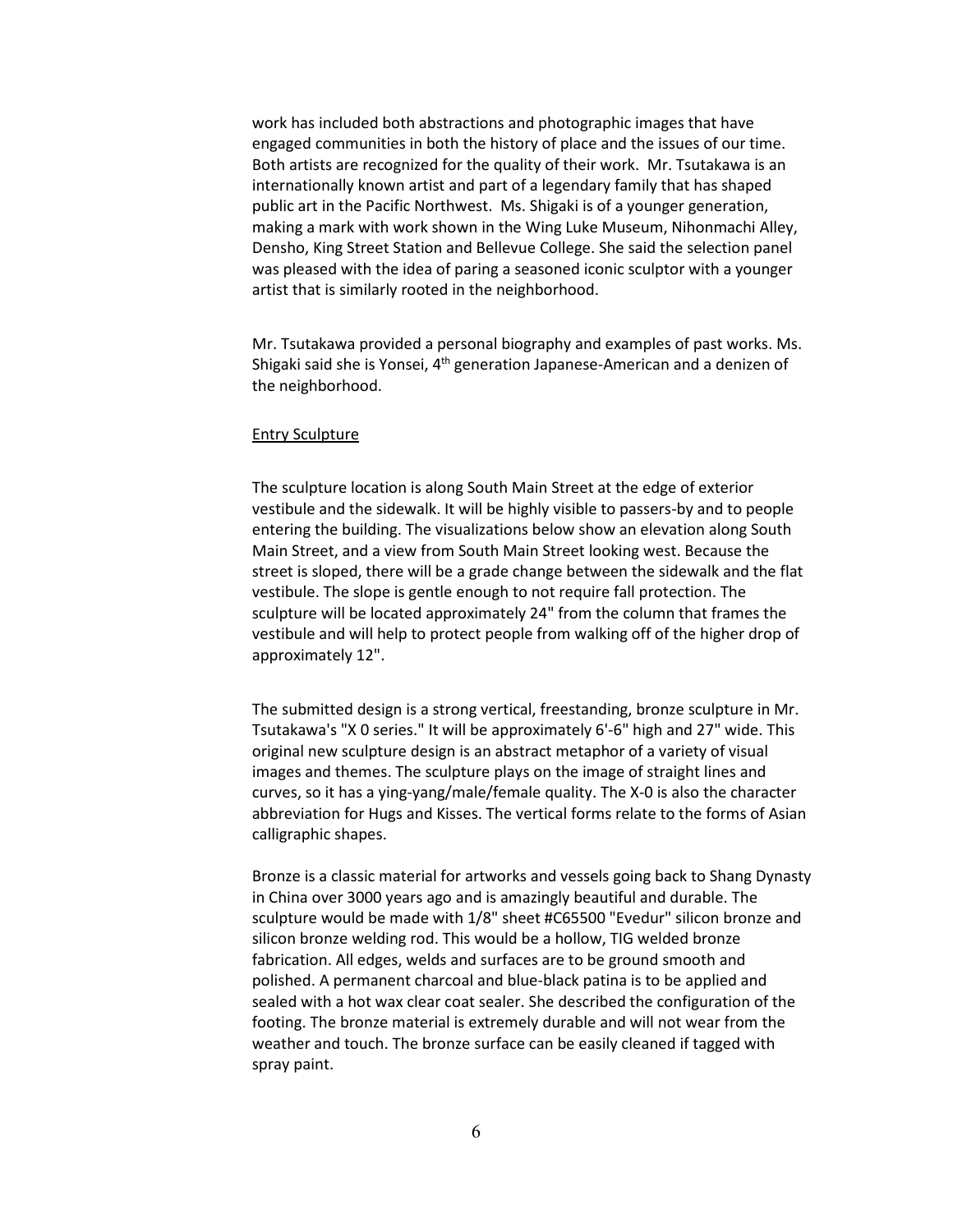work has included both abstractions and photographic images that have engaged communities in both the history of place and the issues of our time. Both artists are recognized for the quality of their work. Mr. Tsutakawa is an internationally known artist and part of a legendary family that has shaped public art in the Pacific Northwest. Ms. Shigaki is of a younger generation, making a mark with work shown in the Wing Luke Museum, Nihonmachi Alley, Densho, King Street Station and Bellevue College. She said the selection panel was pleased with the idea of paring a seasoned iconic sculptor with a younger artist that is similarly rooted in the neighborhood.

Mr. Tsutakawa provided a personal biography and examples of past works. Ms. Shigaki said she is Yonsei, 4th generation Japanese-American and a denizen of the neighborhood.

<u>Entry Sculpture</u>

The sculpture location is along South Main Street at the edge of exterior vestibule and the sidewalk. It will be highly visible to passers-by and to people entering the building. The visualizations below show an elevation along South Main Street, and a view from South Main Street looking west. Because the street is sloped, there will be a grade change between the sidewalk and the flat vestibule. The slope is gentle enough to not require fall protection. The sculpture will be located approximately 24" from the column that frames the vestibule and will help to protect people from walking off of the higher drop of approximately 12".

The submitted design is a strong vertical, freestanding, bronze sculpture in Mr. Tsutakawa's "X 0 series." It will be approximately 6'-6" high and 27" wide. This original new sculpture design is an abstract metaphor of a variety of visual images and themes. The sculpture plays on the image of straight lines and curves, so it has a ying-yang/male/female quality. The X-0 is also the character abbreviation for Hugs and Kisses. The vertical forms relate to the forms of Asian calligraphic shapes.

Bronze is a classic material for artworks and vessels going back to Shang Dynasty in China over 3000 years ago and is amazingly beautiful and durable. The sculpture would be made with 1/8" sheet #C65500 "Evedur" silicon bronze and silicon bronze welding rod. This would be a hollow, TIG welded bronze fabrication. All edges, welds and surfaces are to be ground smooth and polished. A permanent charcoal and blue-black patina is to be applied and sealed with a hot wax clear coat sealer. She described the configuration of the footing. The bronze material is extremely durable and will not wear from the weather and touch. The bronze surface can be easily cleaned if tagged with spray paint.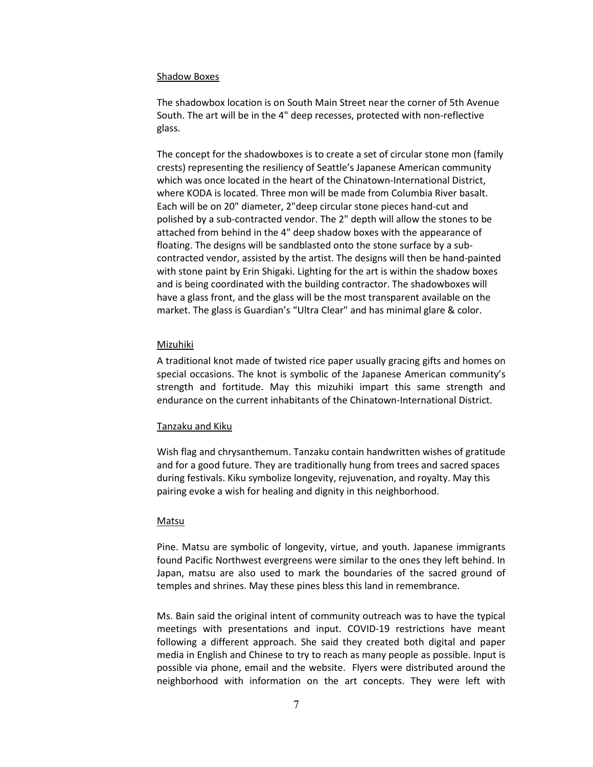<u>Shadow Boxes</u>

The shadowbox location is on South Main Street near the corner of 5th Avenue South. The art will be in the 4" deep recesses, protected with non-reflective glass.

The concept for the shadowboxes is to create a set of circular stone mon (family crests) representing the resiliency of Seattle's Japanese American community which was once located in the heart of the Chinatown-International District, where KODA is located. Three mon will be made from Columbia River basalt. Each will be on 20" diameter, 2"deep circular stone pieces hand-cut and polished by a sub-contracted vendor. The 2" depth will allow the stones to be attached from behind in the 4" deep shadow boxes with the appearance of floating. The designs will be sandblasted onto the stone surface by a sub-contracted vendor, assisted by the artist. The designs will then be hand-painted with stone paint by Erin Shigaki. Lighting for the art is within the shadow boxes and is being coordinated with the building contractor. The shadowboxes will have a glass front, and the glass will be the most transparent available on the market. The glass is Guardian's "Ultra Clear" and has minimal glare & color.

<u>Mizuhiki</u>

A traditional knot made of twisted rice paper usually gracing gifts and homes on special occasions. The knot is symbolic of the Japanese American community's strength and fortitude. May this mizuhiki impart this same strength and endurance on the current inhabitants of the Chinatown-International District.

<u>Tanzaku and Kiku</u>

Wish flag and chrysanthemum. Tanzaku contain handwritten wishes of gratitude and for a good future. They are traditionally hung from trees and sacred spaces during festivals. Kiku symbolize longevity, rejuvenation, and royalty. May this pairing evoke a wish for healing and dignity in this neighborhood.

<u>Matsu</u>

Pine. Matsu are symbolic of longevity, virtue, and youth. Japanese immigrants found Pacific Northwest evergreens were similar to the ones they left behind. In Japan, matsu are also used to mark the boundaries of the sacred ground of temples and shrines. May these pines bless this land in remembrance.

Ms. Bain said the original intent of community outreach was to have the typical meetings with presentations and input. COVID-19 restrictions have meant following a different approach. She said they created both digital and paper media in English and Chinese to try to reach as many people as possible. Input is possible via phone, email and the website. Flyers were distributed around the neighborhood with information on the art concepts. They were left with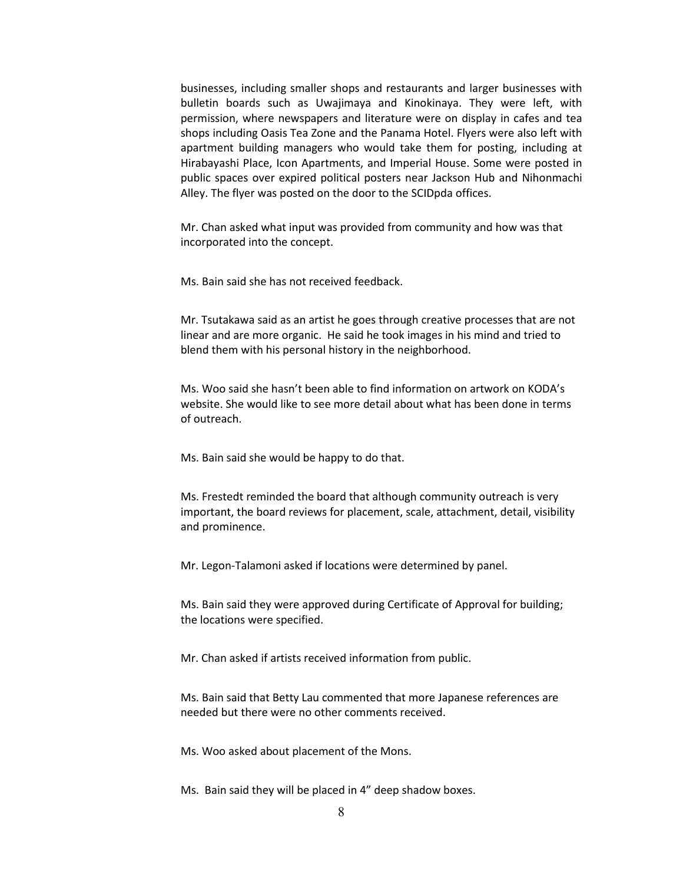businesses, including smaller shops and restaurants and larger businesses with bulletin boards such as Uwajimaya and Kinokinaya. They were left, with permission, where newspapers and literature were on display in cafes and tea shops including Oasis Tea Zone and the Panama Hotel. Flyers were also left with apartment building managers who would take them for posting, including at Hirabayashi Place, Icon Apartments, and Imperial House. Some were posted in public spaces over expired political posters near Jackson Hub and Nihonmachi Alley. The flyer was posted on the door to the SCIDpda offices.

Mr. Chan asked what input was provided from community and how was that incorporated into the concept.

Ms. Bain said she has not received feedback.

Mr. Tsutakawa said as an artist he goes through creative processes that are not linear and are more organic. He said he took images in his mind and tried to blend them with his personal history in the neighborhood.

Ms. Woo said she hasn't been able to find information on artwork on KODA's website. She would like to see more detail about what has been done in terms of outreach.

Ms. Bain said she would be happy to do that.

Ms. Frestedt reminded the board that although community outreach is very important, the board reviews for placement, scale, attachment, detail, visibility and prominence.

Mr. Legon-Talamoni asked if locations were determined by panel.

Ms. Bain said they were approved during Certificate of Approval for building; the locations were specified.

Mr. Chan asked if artists received information from public.

Ms. Bain said that Betty Lau commented that more Japanese references are needed but there were no other comments received.

Ms. Woo asked about placement of the Mons.

Ms. Bain said they will be placed in 4" deep shadow boxes.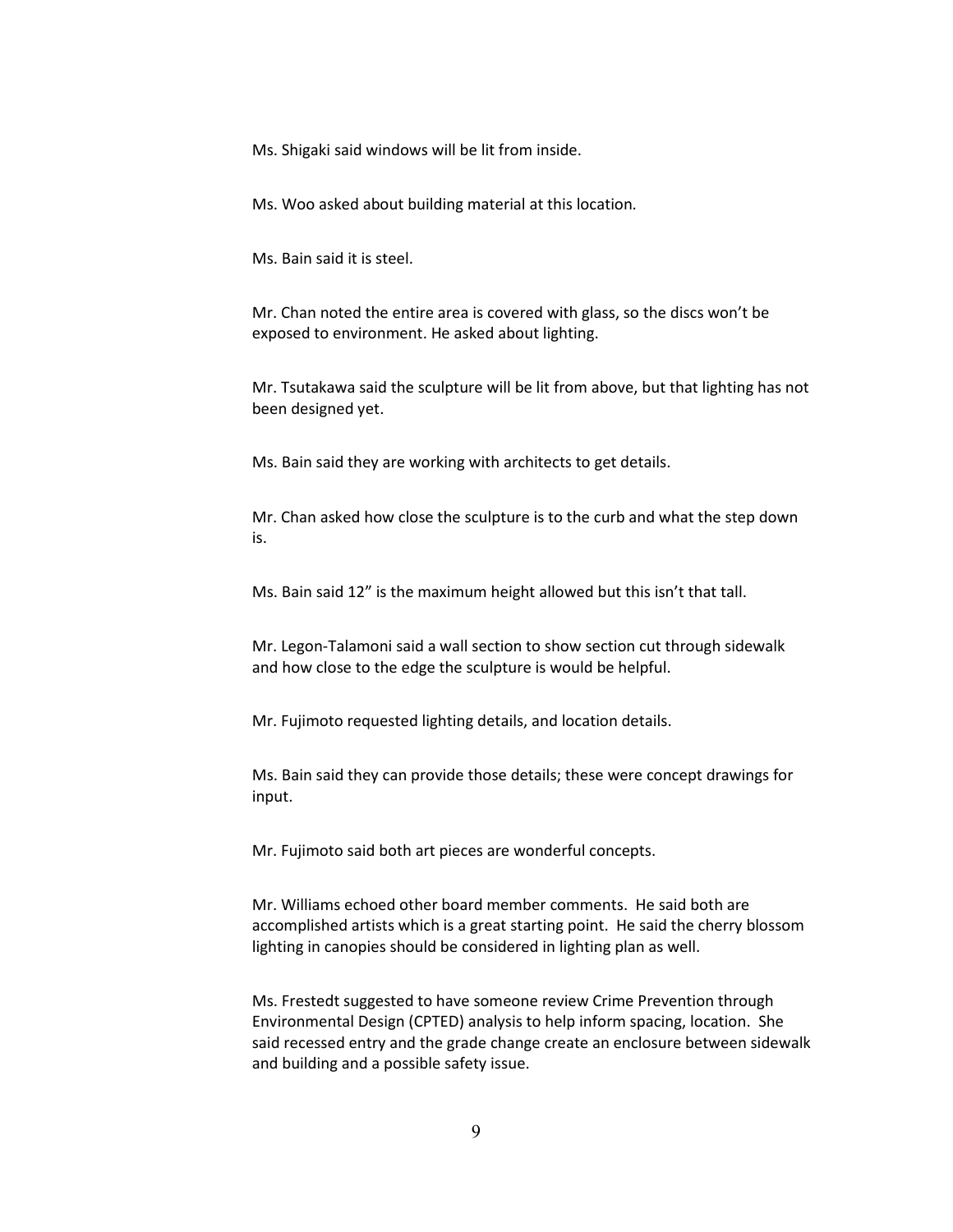Ms. Shigaki said windows will be lit from inside.

Ms. Woo asked about building material at this location.

Ms. Bain said it is steel.

Mr. Chan noted the entire area is covered with glass, so the discs won't be exposed to environment. He asked about lighting.

Mr. Tsutakawa said the sculpture will be lit from above, but that lighting has not been designed yet.

Ms. Bain said they are working with architects to get details.

Mr. Chan asked how close the sculpture is to the curb and what the step down is.

Ms. Bain said 12" is the maximum height allowed but this isn't that tall.

Mr. Legon-Talamoni said a wall section to show section cut through sidewalk and how close to the edge the sculpture is would be helpful.

Mr. Fujimoto requested lighting details, and location details.

Ms. Bain said they can provide those details; these were concept drawings for input.

Mr. Fujimoto said both art pieces are wonderful concepts.

Mr. Williams echoed other board member comments. He said both are accomplished artists which is a great starting point. He said the cherry blossom lighting in canopies should be considered in lighting plan as well.

Ms. Frestedt suggested to have someone review Crime Prevention through Environmental Design (CPTED) analysis to help inform spacing, location. She said recessed entry and the grade change create an enclosure between sidewalk and building and a possible safety issue.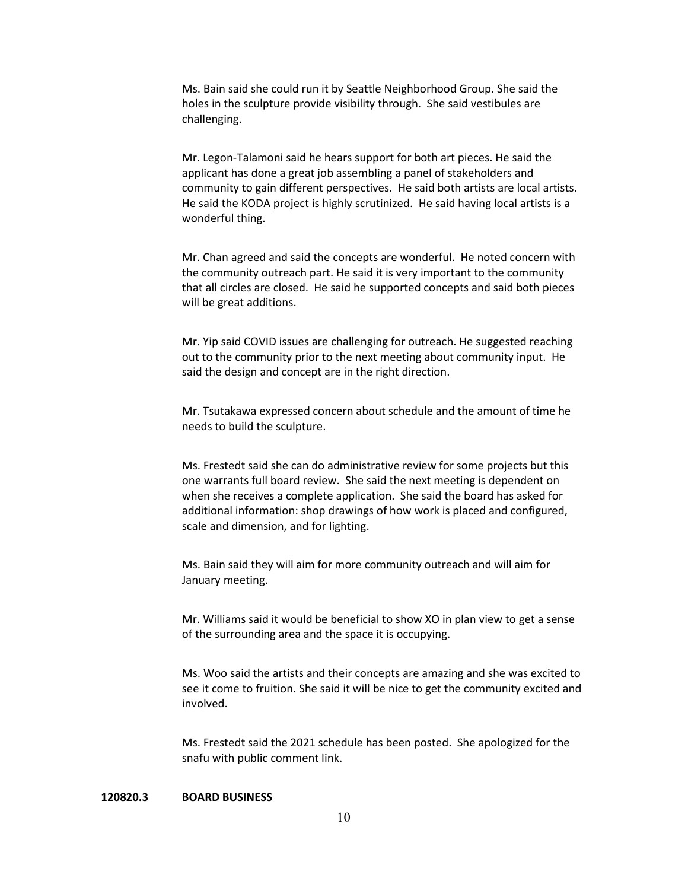Ms. Bain said she could run it by Seattle Neighborhood Group. She said the holes in the sculpture provide visibility through. She said vestibules are challenging.

Mr. Legon-Talamoni said he hears support for both art pieces. He said the applicant has done a great job assembling a panel of stakeholders and community to gain different perspectives. He said both artists are local artists. He said the KODA project is highly scrutinized. He said having local artists is a wonderful thing.

Mr. Chan agreed and said the concepts are wonderful. He noted concern with the community outreach part. He said it is very important to the community that all circles are closed. He said he supported concepts and said both pieces will be great additions.

Mr. Yip said COVID issues are challenging for outreach. He suggested reaching out to the community prior to the next meeting about community input. He said the design and concept are in the right direction.

Mr. Tsutakawa expressed concern about schedule and the amount of time he needs to build the sculpture.

Ms. Frestedt said she can do administrative review for some projects but this one warrants full board review. She said the next meeting is dependent on when she receives a complete application. She said the board has asked for additional information: shop drawings of how work is placed and configured, scale and dimension, and for lighting.

Ms. Bain said they will aim for more community outreach and will aim for January meeting.

Mr. Williams said it would be beneficial to show XO in plan view to get a sense of the surrounding area and the space it is occupying.

Ms. Woo said the artists and their concepts are amazing and she was excited to see it come to fruition. She said it will be nice to get the community excited and involved.

Ms. Frestedt said the 2021 schedule has been posted. She apologized for the snafu with public comment link.

**120820.3 BOARD BUSINESS**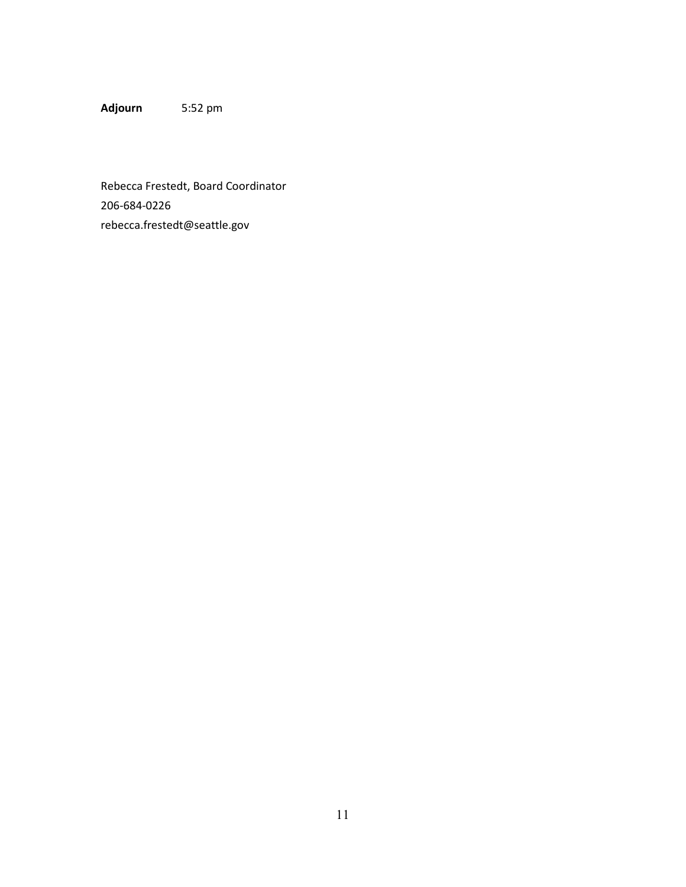**Adjourn** 5:52 pm

Rebecca Frestedt, Board Coordinator
206-684-0226
rebecca.frestedt@seattle.gov